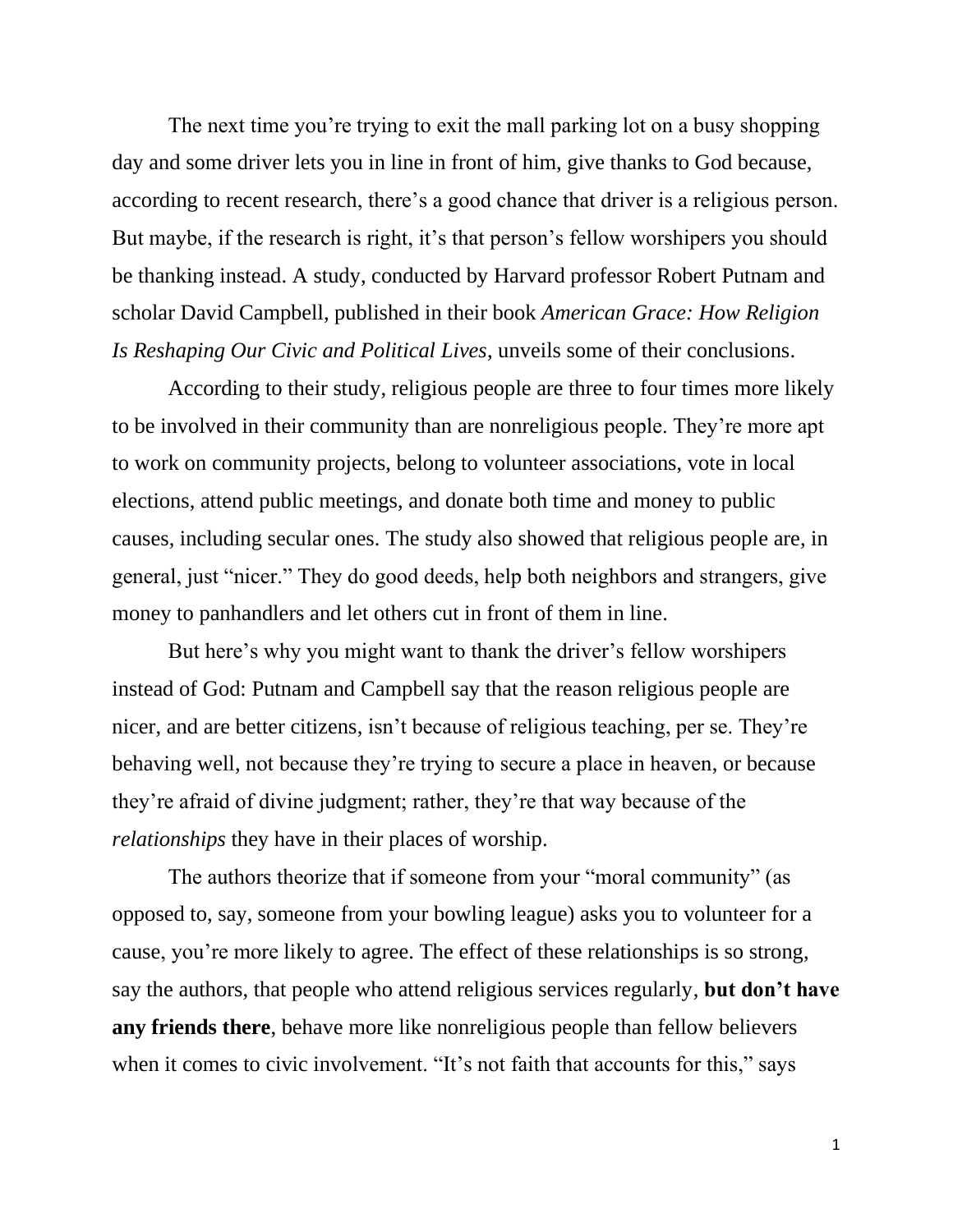The next time you're trying to exit the mall parking lot on a busy shopping day and some driver lets you in line in front of him, give thanks to God because, according to recent research, there's a good chance that driver is a religious person. But maybe, if the research is right, it's that person's fellow worshipers you should be thanking instead. A study, conducted by Harvard professor Robert Putnam and scholar David Campbell, published in their book *American Grace: How Religion Is Reshaping Our Civic and Political Lives,* unveils some of their conclusions.

According to their study, religious people are three to four times more likely to be involved in their community than are nonreligious people. They're more apt to work on community projects, belong to volunteer associations, vote in local elections, attend public meetings, and donate both time and money to public causes, including secular ones. The study also showed that religious people are, in general, just "nicer." They do good deeds, help both neighbors and strangers, give money to panhandlers and let others cut in front of them in line.

But here's why you might want to thank the driver's fellow worshipers instead of God: Putnam and Campbell say that the reason religious people are nicer, and are better citizens, isn't because of religious teaching, per se. They're behaving well, not because they're trying to secure a place in heaven, or because they're afraid of divine judgment; rather, they're that way because of the *relationships* they have in their places of worship.

The authors theorize that if someone from your "moral community" (as opposed to, say, someone from your bowling league) asks you to volunteer for a cause, you're more likely to agree. The effect of these relationships is so strong, say the authors, that people who attend religious services regularly, **but don't have any friends there**, behave more like nonreligious people than fellow believers when it comes to civic involvement. "It's not faith that accounts for this," says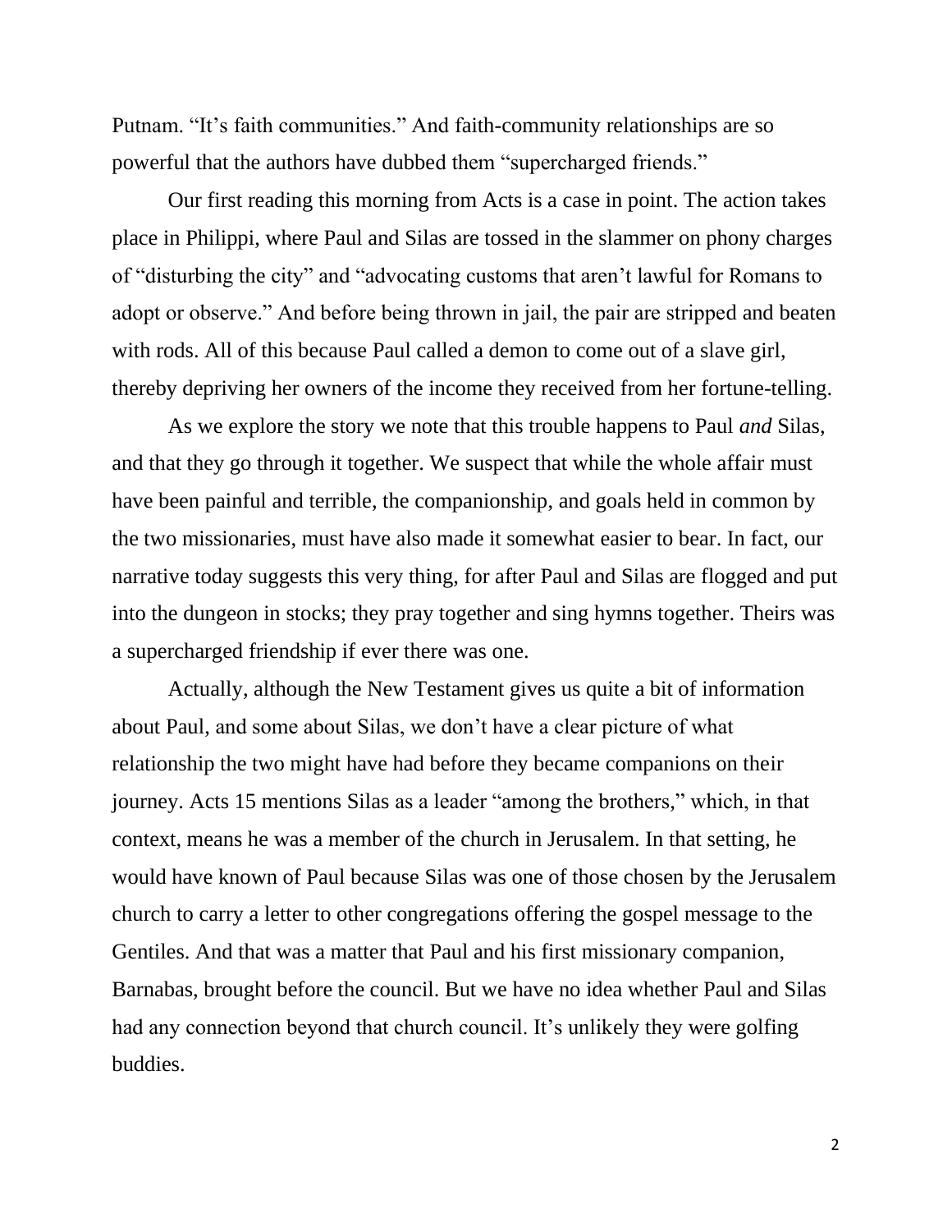Putnam. “It’s faith communities.” And faith-community relationships are so powerful that the authors have dubbed them “supercharged friends.”

Our first reading this morning from Acts is a case in point. The action takes place in Philippi, where Paul and Silas are tossed in the slammer on phony charges of “disturbing the city” and “advocating customs that aren’t lawful for Romans to adopt or observe.” And before being thrown in jail, the pair are stripped and beaten with rods. All of this because Paul called a demon to come out of a slave girl, thereby depriving her owners of the income they received from her fortune-telling.

As we explore the story we note that this trouble happens to Paul *and* Silas, and that they go through it together. We suspect that while the whole affair must have been painful and terrible, the companionship, and goals held in common by the two missionaries, must have also made it somewhat easier to bear. In fact, our narrative today suggests this very thing, for after Paul and Silas are flogged and put into the dungeon in stocks; they pray together and sing hymns together. Theirs was a supercharged friendship if ever there was one.

Actually, although the New Testament gives us quite a bit of information about Paul, and some about Silas, we don’t have a clear picture of what relationship the two might have had before they became companions on their journey. Acts 15 mentions Silas as a leader “among the brothers,” which, in that context, means he was a member of the church in Jerusalem. In that setting, he would have known of Paul because Silas was one of those chosen by the Jerusalem church to carry a letter to other congregations offering the gospel message to the Gentiles. And that was a matter that Paul and his first missionary companion, Barnabas, brought before the council. But we have no idea whether Paul and Silas had any connection beyond that church council. It’s unlikely they were golfing buddies.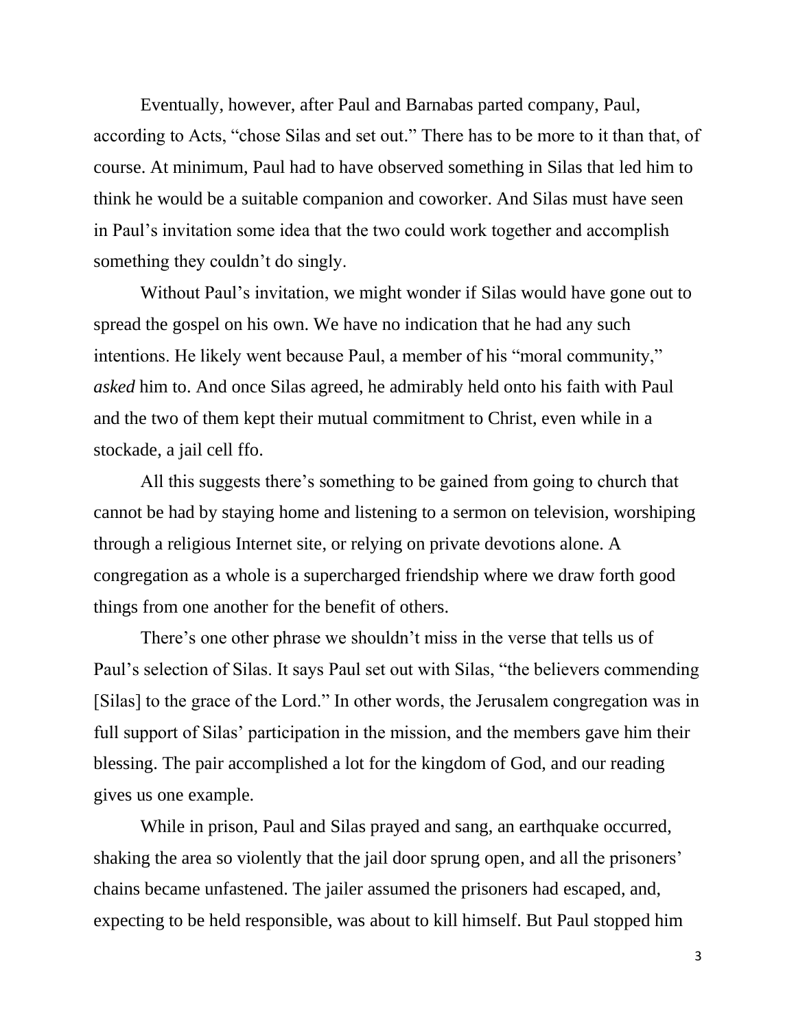Eventually, however, after Paul and Barnabas parted company, Paul, according to Acts, "chose Silas and set out." There has to be more to it than that, of course. At minimum, Paul had to have observed something in Silas that led him to think he would be a suitable companion and coworker. And Silas must have seen in Paul's invitation some idea that the two could work together and accomplish something they couldn't do singly.

Without Paul's invitation, we might wonder if Silas would have gone out to spread the gospel on his own. We have no indication that he had any such intentions. He likely went because Paul, a member of his "moral community," *asked* him to. And once Silas agreed, he admirably held onto his faith with Paul and the two of them kept their mutual commitment to Christ, even while in a stockade, a jail cell ffo.

All this suggests there's something to be gained from going to church that cannot be had by staying home and listening to a sermon on television, worshiping through a religious Internet site, or relying on private devotions alone. A congregation as a whole is a supercharged friendship where we draw forth good things from one another for the benefit of others.

There's one other phrase we shouldn't miss in the verse that tells us of Paul's selection of Silas. It says Paul set out with Silas, "the believers commending [Silas] to the grace of the Lord." In other words, the Jerusalem congregation was in full support of Silas' participation in the mission, and the members gave him their blessing. The pair accomplished a lot for the kingdom of God, and our reading gives us one example.

While in prison, Paul and Silas prayed and sang, an earthquake occurred, shaking the area so violently that the jail door sprung open, and all the prisoners' chains became unfastened. The jailer assumed the prisoners had escaped, and, expecting to be held responsible, was about to kill himself. But Paul stopped him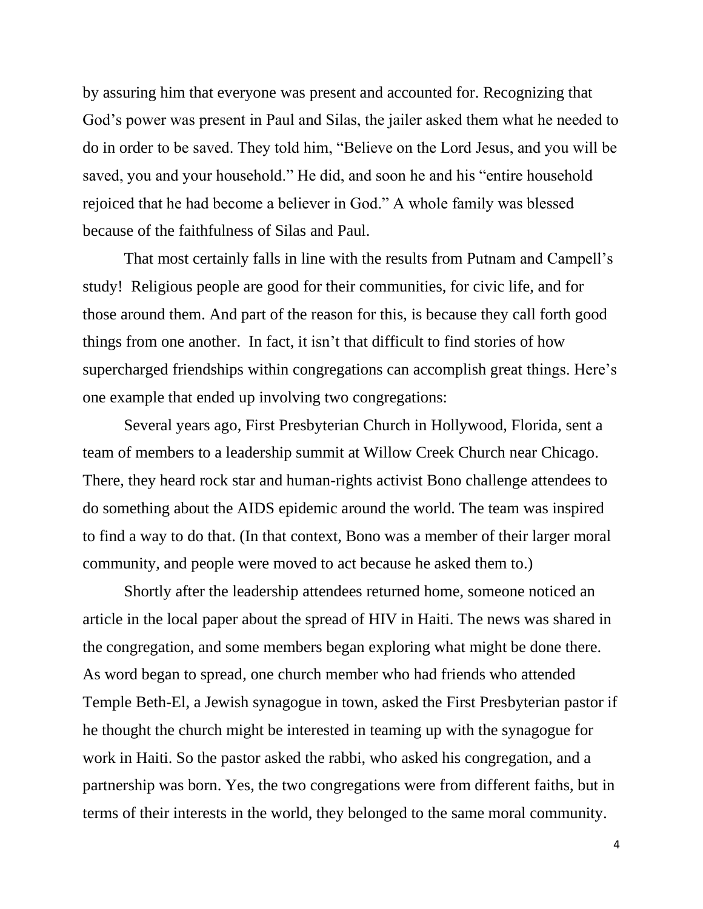by assuring him that everyone was present and accounted for. Recognizing that God's power was present in Paul and Silas, the jailer asked them what he needed to do in order to be saved. They told him, "Believe on the Lord Jesus, and you will be saved, you and your household." He did, and soon he and his "entire household rejoiced that he had become a believer in God." A whole family was blessed because of the faithfulness of Silas and Paul.

That most certainly falls in line with the results from Putnam and Campell's study! Religious people are good for their communities, for civic life, and for those around them. And part of the reason for this, is because they call forth good things from one another. In fact, it isn't that difficult to find stories of how supercharged friendships within congregations can accomplish great things. Here's one example that ended up involving two congregations:

Several years ago, First Presbyterian Church in Hollywood, Florida, sent a team of members to a leadership summit at Willow Creek Church near Chicago. There, they heard rock star and human-rights activist Bono challenge attendees to do something about the AIDS epidemic around the world. The team was inspired to find a way to do that. (In that context, Bono was a member of their larger moral community, and people were moved to act because he asked them to.)

Shortly after the leadership attendees returned home, someone noticed an article in the local paper about the spread of HIV in Haiti. The news was shared in the congregation, and some members began exploring what might be done there. As word began to spread, one church member who had friends who attended Temple Beth-El, a Jewish synagogue in town, asked the First Presbyterian pastor if he thought the church might be interested in teaming up with the synagogue for work in Haiti. So the pastor asked the rabbi, who asked his congregation, and a partnership was born. Yes, the two congregations were from different faiths, but in terms of their interests in the world, they belonged to the same moral community.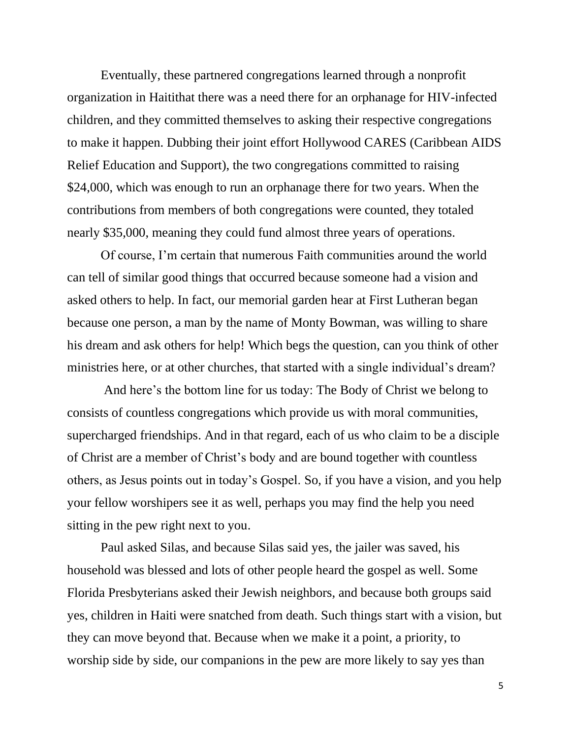Eventually, these partnered congregations learned through a nonprofit organization in Haitithat there was a need there for an orphanage for HIV-infected children, and they committed themselves to asking their respective congregations to make it happen. Dubbing their joint effort Hollywood CARES (Caribbean AIDS Relief Education and Support), the two congregations committed to raising $24,000, which was enough to run an orphanage there for two years. When the contributions from members of both congregations were counted, they totaled nearly $35,000, meaning they could fund almost three years of operations.

Of course, I'm certain that numerous Faith communities around the world can tell of similar good things that occurred because someone had a vision and asked others to help. In fact, our memorial garden hear at First Lutheran began because one person, a man by the name of Monty Bowman, was willing to share his dream and ask others for help! Which begs the question, can you think of other ministries here, or at other churches, that started with a single individual's dream?

And here's the bottom line for us today: The Body of Christ we belong to consists of countless congregations which provide us with moral communities, supercharged friendships. And in that regard, each of us who claim to be a disciple of Christ are a member of Christ's body and are bound together with countless others, as Jesus points out in today's Gospel. So, if you have a vision, and you help your fellow worshipers see it as well, perhaps you may find the help you need sitting in the pew right next to you.

Paul asked Silas, and because Silas said yes, the jailer was saved, his household was blessed and lots of other people heard the gospel as well. Some Florida Presbyterians asked their Jewish neighbors, and because both groups said yes, children in Haiti were snatched from death. Such things start with a vision, but they can move beyond that. Because when we make it a point, a priority, to worship side by side, our companions in the pew are more likely to say yes than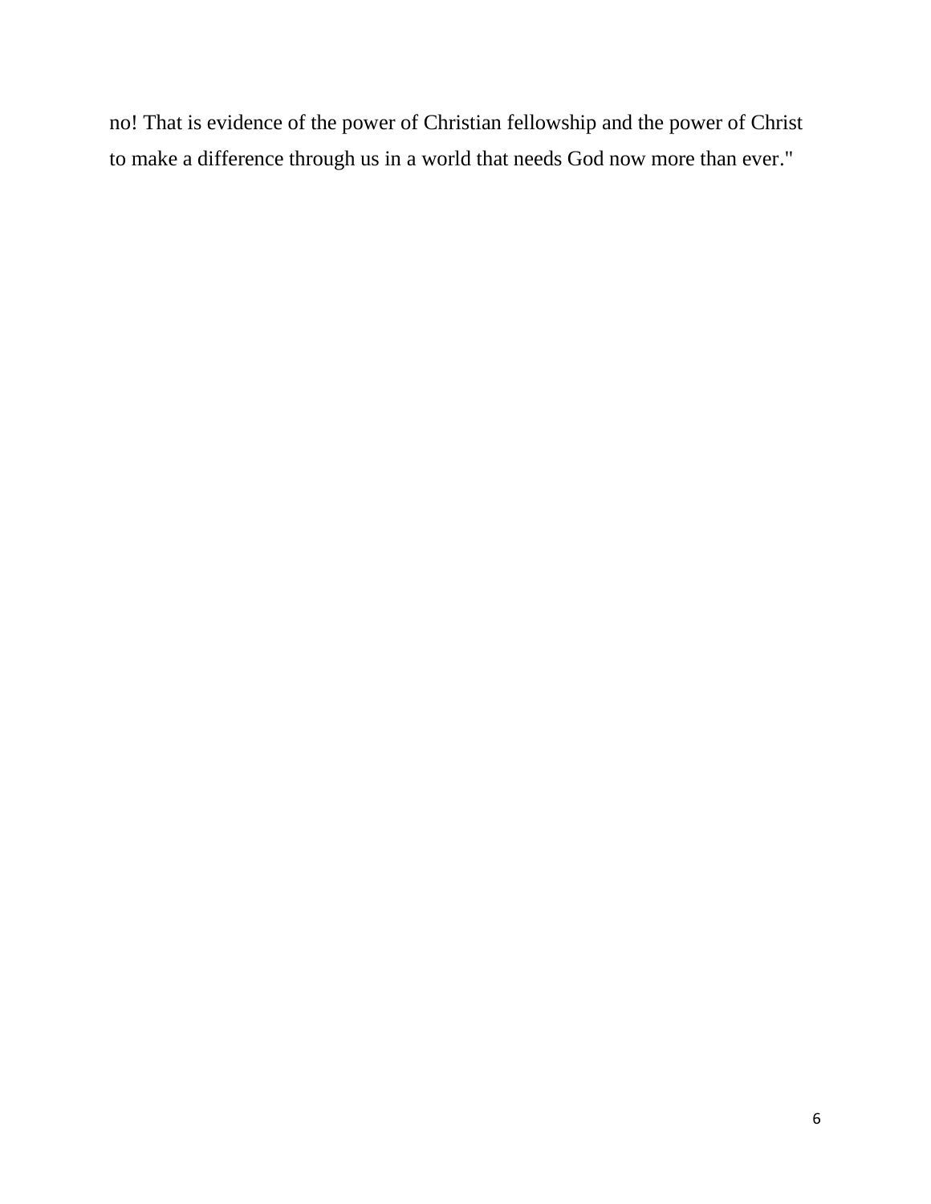no! That is evidence of the power of Christian fellowship and the power of Christ to make a difference through us in a world that needs God now more than ever."